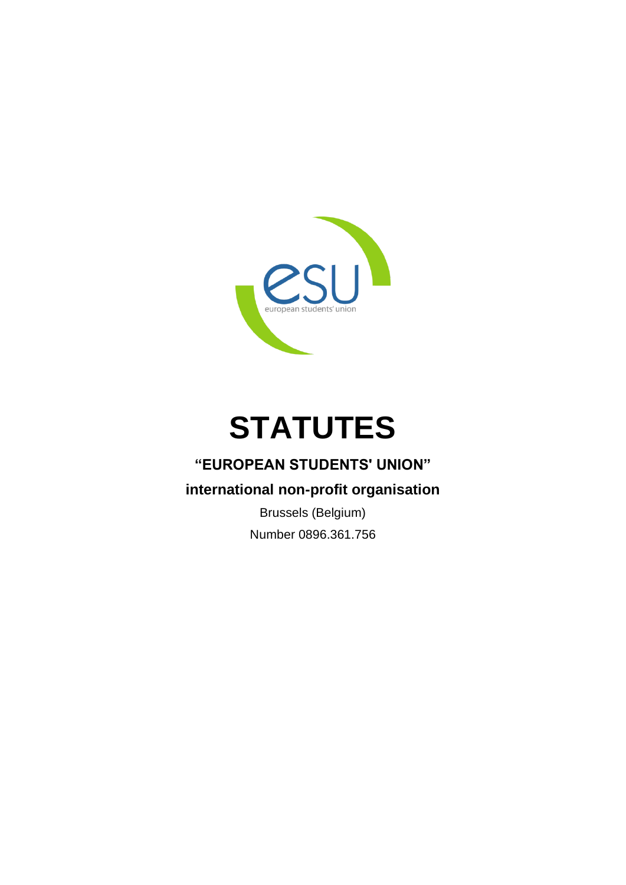# STATUTES

## "EUROPEAN STUDENTS' UNION"

## international non-profit organisation

Brussels (Belgium)

Number 0896.361.756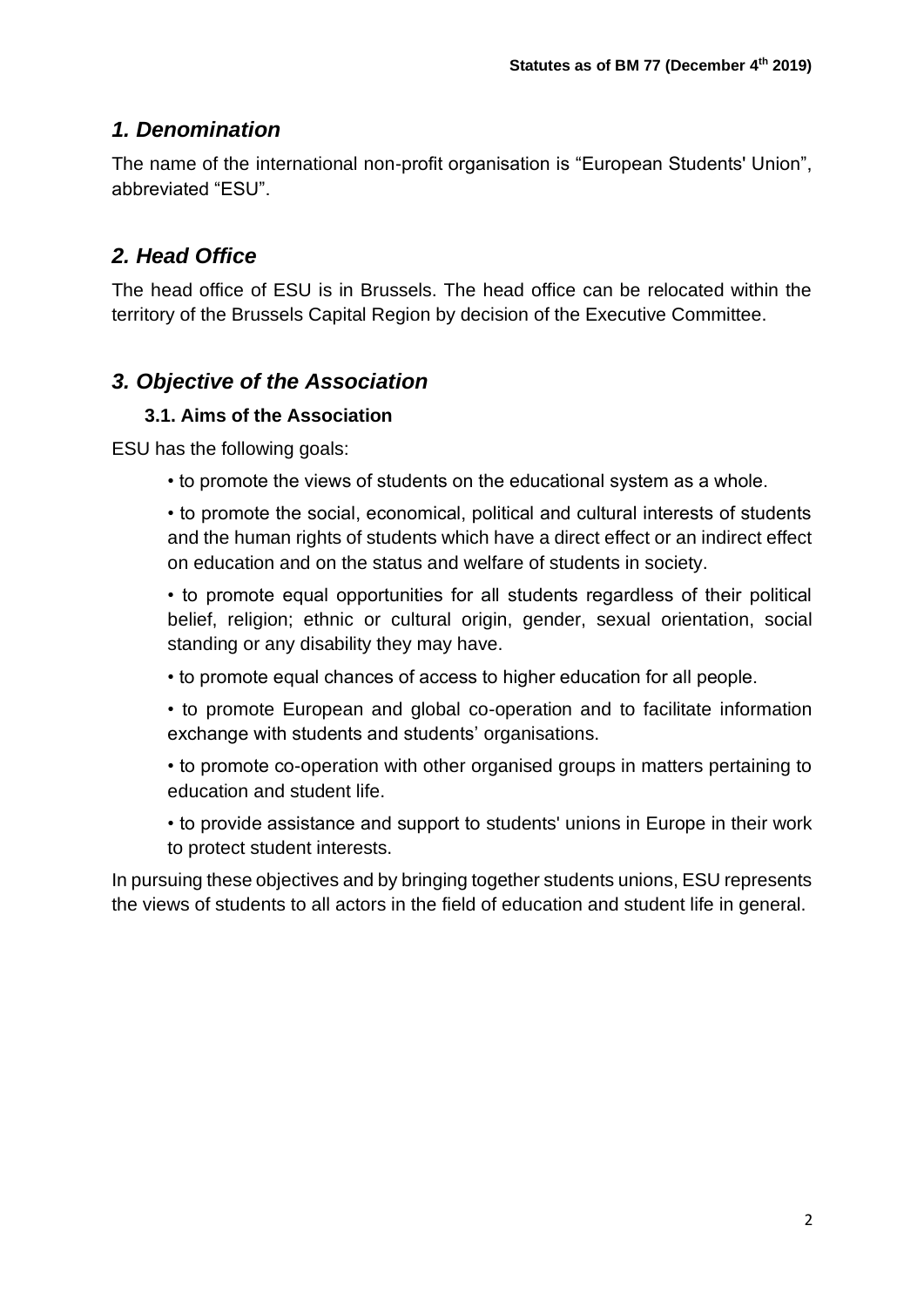## *1. Denomination*

The name of the international non-profit organisation is "European Students' Union", abbreviated "ESU".

## *2. Head Office*

The head office of ESU is in Brussels. The head office can be relocated within the territory of the Brussels Capital Region by decision of the Executive Committee.

## *3. Objective of the Association*

### 3.1. Aims of the Association

ESU has the following goals:

- to promote the views of students on the educational system as a whole.
- to promote the social, economical, political and cultural interests of students and the human rights of students which have a direct effect or an indirect effect on education and on the status and welfare of students in society.
- to promote equal opportunities for all students regardless of their political belief, religion; ethnic or cultural origin, gender, sexual orientation, social standing or any disability they may have.
- to promote equal chances of access to higher education for all people.
- to promote European and global co-operation and to facilitate information exchange with students and students' organisations.
- to promote co-operation with other organised groups in matters pertaining to education and student life.
- to provide assistance and support to students' unions in Europe in their work to protect student interests.

In pursuing these objectives and by bringing together students unions, ESU represents the views of students to all actors in the field of education and student life in general.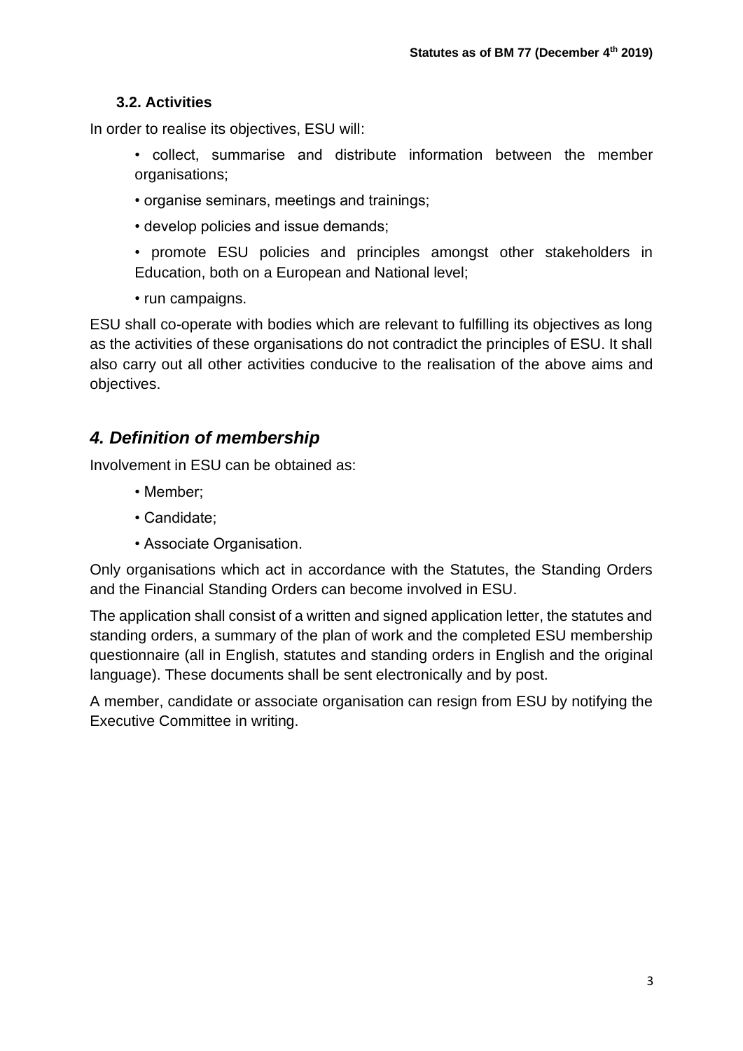### 3.2. Activities

In order to realise its objectives, ESU will:

- collect, summarise and distribute information between the member organisations;
- organise seminars, meetings and trainings;
- develop policies and issue demands;
- promote ESU policies and principles amongst other stakeholders in Education, both on a European and National level;
- run campaigns.

ESU shall co-operate with bodies which are relevant to fulfilling its objectives as long as the activities of these organisations do not contradict the principles of ESU. It shall also carry out all other activities conducive to the realisation of the above aims and objectives.

## *4. Definition of membership*

Involvement in ESU can be obtained as:

- Member;
- Candidate;
- Associate Organisation.

Only organisations which act in accordance with the Statutes, the Standing Orders and the Financial Standing Orders can become involved in ESU.

The application shall consist of a written and signed application letter, the statutes and standing orders, a summary of the plan of work and the completed ESU membership questionnaire (all in English, statutes and standing orders in English and the original language). These documents shall be sent electronically and by post.

A member, candidate or associate organisation can resign from ESU by notifying the Executive Committee in writing.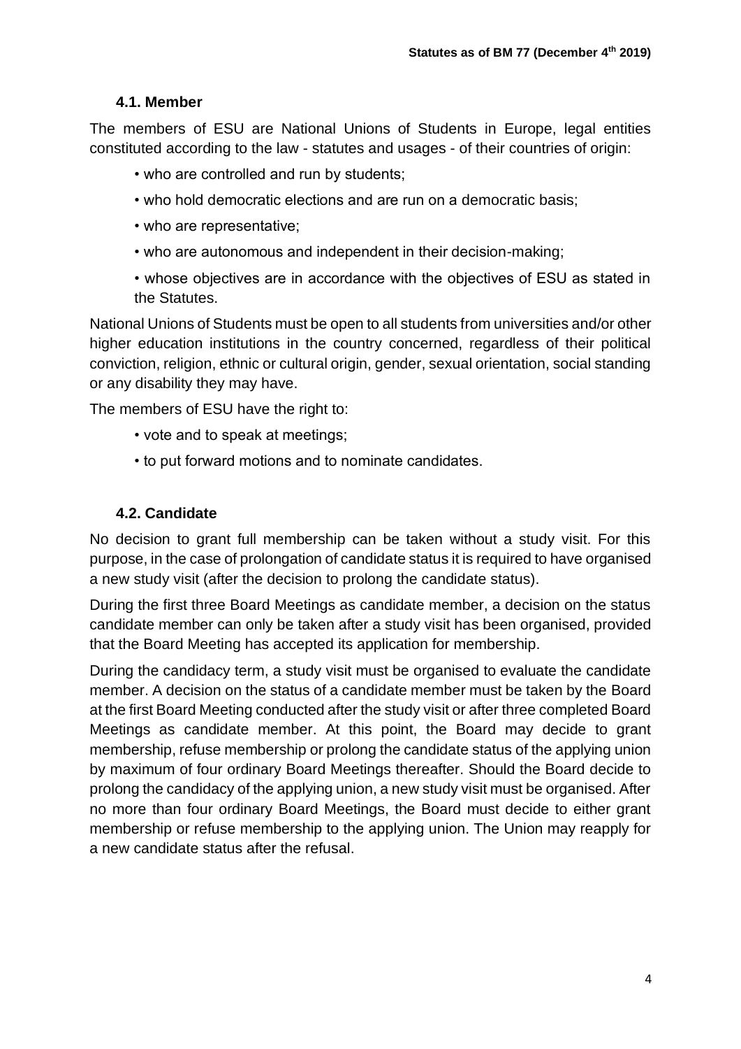### 4.1. Member

The members of ESU are National Unions of Students in Europe, legal entities constituted according to the law - statutes and usages - of their countries of origin:

- who are controlled and run by students;
- who hold democratic elections and are run on a democratic basis;
- who are representative;
- who are autonomous and independent in their decision-making;
- whose objectives are in accordance with the objectives of ESU as stated in the Statutes.

National Unions of Students must be open to all students from universities and/or other higher education institutions in the country concerned, regardless of their political conviction, religion, ethnic or cultural origin, gender, sexual orientation, social standing or any disability they may have.

The members of ESU have the right to:

- vote and to speak at meetings;
- to put forward motions and to nominate candidates.

### 4.2. Candidate

No decision to grant full membership can be taken without a study visit. For this purpose, in the case of prolongation of candidate status it is required to have organised a new study visit (after the decision to prolong the candidate status).

During the first three Board Meetings as candidate member, a decision on the status candidate member can only be taken after a study visit has been organised, provided that the Board Meeting has accepted its application for membership.

During the candidacy term, a study visit must be organised to evaluate the candidate member. A decision on the status of a candidate member must be taken by the Board at the first Board Meeting conducted after the study visit or after three completed Board Meetings as candidate member. At this point, the Board may decide to grant membership, refuse membership or prolong the candidate status of the applying union by maximum of four ordinary Board Meetings thereafter. Should the Board decide to prolong the candidacy of the applying union, a new study visit must be organised. After no more than four ordinary Board Meetings, the Board must decide to either grant membership or refuse membership to the applying union. The Union may reapply for a new candidate status after the refusal.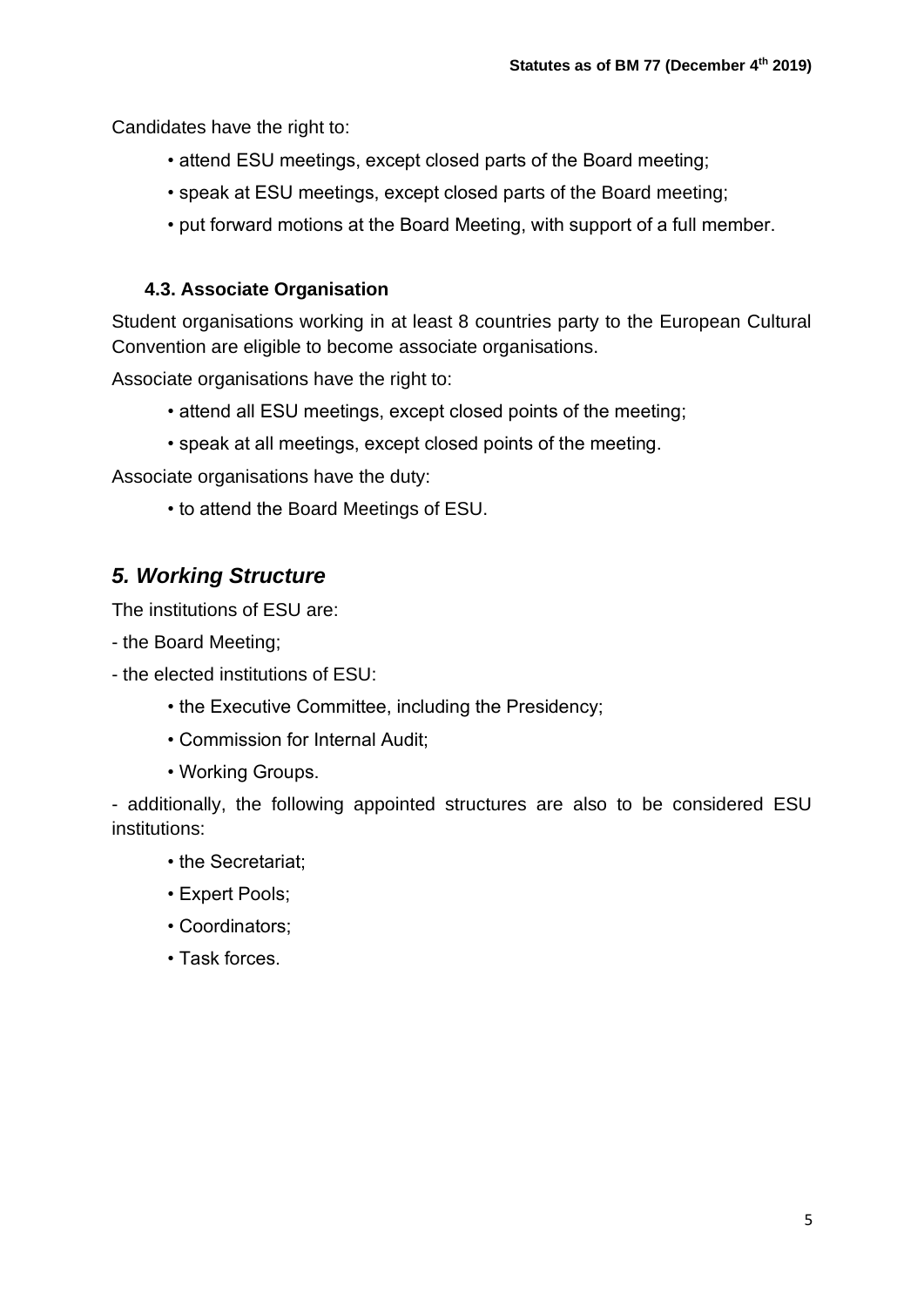Candidates have the right to:

- attend ESU meetings, except closed parts of the Board meeting;
- speak at ESU meetings, except closed parts of the Board meeting;
- put forward motions at the Board Meeting, with support of a full member.

### 4.3. Associate Organisation

Student organisations working in at least 8 countries party to the European Cultural Convention are eligible to become associate organisations.

Associate organisations have the right to:

- attend all ESU meetings, except closed points of the meeting;
- speak at all meetings, except closed points of the meeting.

Associate organisations have the duty:

- to attend the Board Meetings of ESU.

## *5. Working Structure*

The institutions of ESU are:

- the Board Meeting;

- the elected institutions of ESU:

  - the Executive Committee, including the Presidency;
  - Commission for Internal Audit;
  - Working Groups.

- additionally, the following appointed structures are also to be considered ESU institutions:

  - the Secretariat;
  - Expert Pools;
  - Coordinators;
  - Task forces.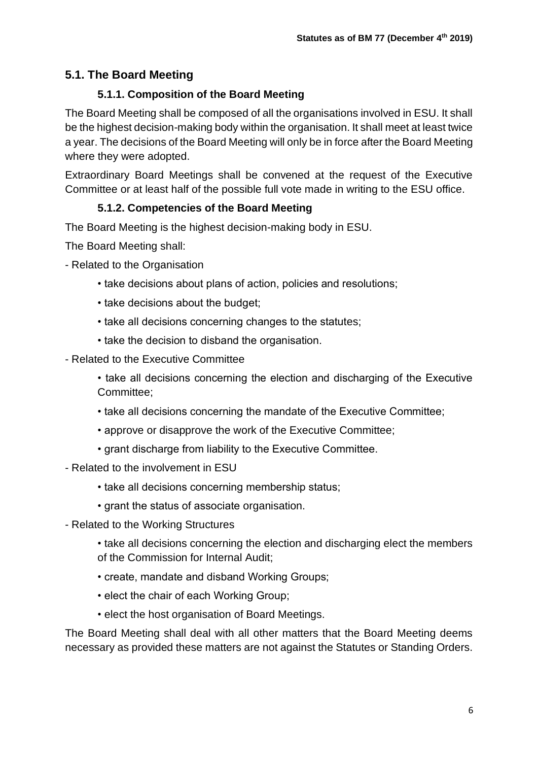## 5.1. The Board Meeting

### 5.1.1. Composition of the Board Meeting

The Board Meeting shall be composed of all the organisations involved in ESU. It shall be the highest decision-making body within the organisation. It shall meet at least twice a year. The decisions of the Board Meeting will only be in force after the Board Meeting where they were adopted.

Extraordinary Board Meetings shall be convened at the request of the Executive Committee or at least half of the possible full vote made in writing to the ESU office.

### 5.1.2. Competencies of the Board Meeting

The Board Meeting is the highest decision-making body in ESU.

The Board Meeting shall:

- Related to the Organisation
  - take decisions about plans of action, policies and resolutions;
  - take decisions about the budget;
  - take all decisions concerning changes to the statutes;
  - take the decision to disband the organisation.
- Related to the Executive Committee
  - take all decisions concerning the election and discharging of the Executive Committee;
  - take all decisions concerning the mandate of the Executive Committee;
  - approve or disapprove the work of the Executive Committee;
  - grant discharge from liability to the Executive Committee.
- Related to the involvement in ESU
  - take all decisions concerning membership status;
  - grant the status of associate organisation.
- Related to the Working Structures
  - take all decisions concerning the election and discharging elect the members of the Commission for Internal Audit;
  - create, mandate and disband Working Groups;
  - elect the chair of each Working Group;
  - elect the host organisation of Board Meetings.

The Board Meeting shall deal with all other matters that the Board Meeting deems necessary as provided these matters are not against the Statutes or Standing Orders.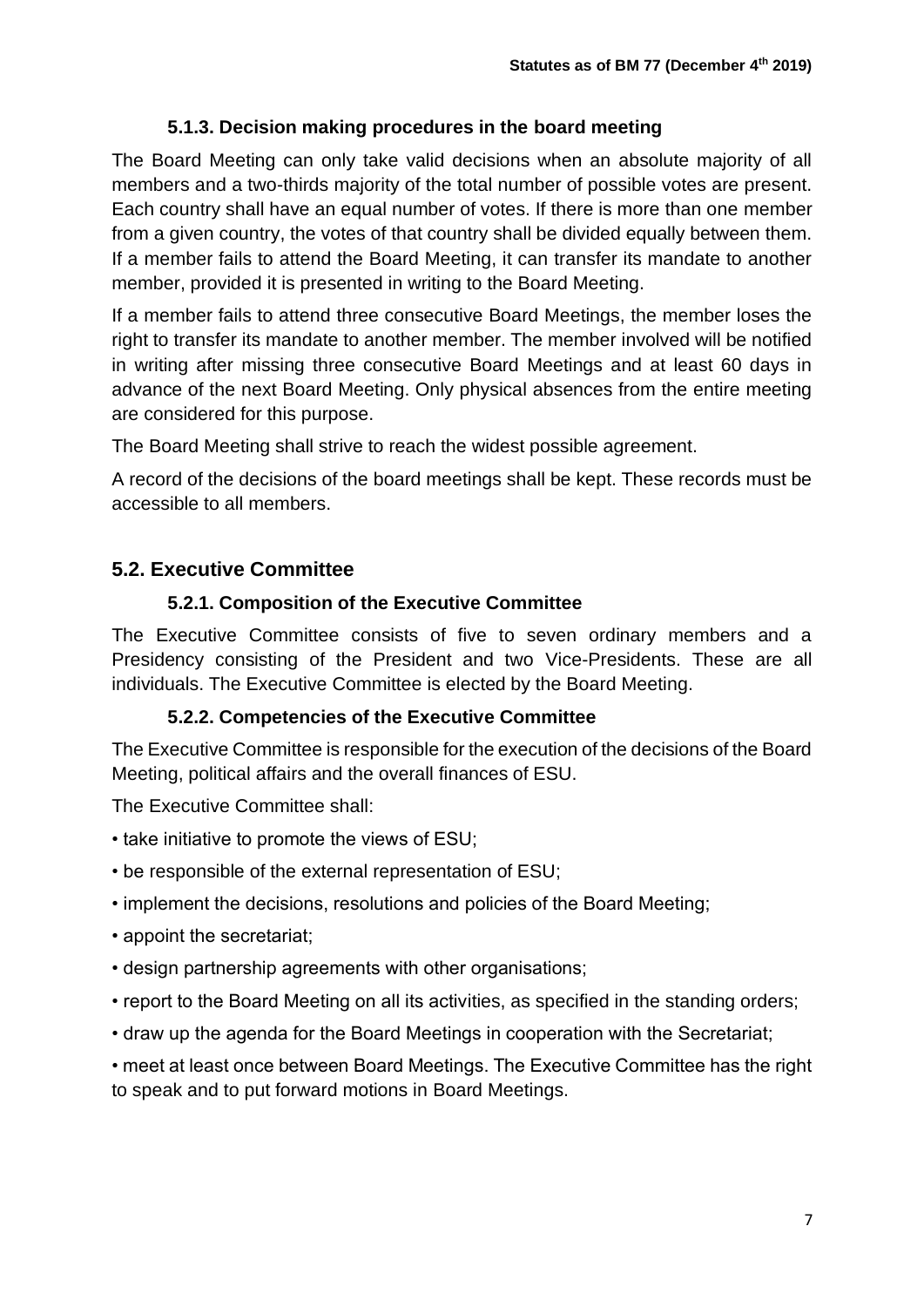#### 5.1.3. Decision making procedures in the board meeting

The Board Meeting can only take valid decisions when an absolute majority of all members and a two-thirds majority of the total number of possible votes are present. Each country shall have an equal number of votes. If there is more than one member from a given country, the votes of that country shall be divided equally between them. If a member fails to attend the Board Meeting, it can transfer its mandate to another member, provided it is presented in writing to the Board Meeting.

If a member fails to attend three consecutive Board Meetings, the member loses the right to transfer its mandate to another member. The member involved will be notified in writing after missing three consecutive Board Meetings and at least 60 days in advance of the next Board Meeting. Only physical absences from the entire meeting are considered for this purpose.

The Board Meeting shall strive to reach the widest possible agreement.

A record of the decisions of the board meetings shall be kept. These records must be accessible to all members.

### 5.2. Executive Committee

#### 5.2.1. Composition of the Executive Committee

The Executive Committee consists of five to seven ordinary members and a Presidency consisting of the President and two Vice-Presidents. These are all individuals. The Executive Committee is elected by the Board Meeting.

#### 5.2.2. Competencies of the Executive Committee

The Executive Committee is responsible for the execution of the decisions of the Board Meeting, political affairs and the overall finances of ESU.

The Executive Committee shall:

- take initiative to promote the views of ESU;
- be responsible of the external representation of ESU;
- implement the decisions, resolutions and policies of the Board Meeting;
- appoint the secretariat;
- design partnership agreements with other organisations;
- report to the Board Meeting on all its activities, as specified in the standing orders;
- draw up the agenda for the Board Meetings in cooperation with the Secretariat;
- meet at least once between Board Meetings. The Executive Committee has the right to speak and to put forward motions in Board Meetings.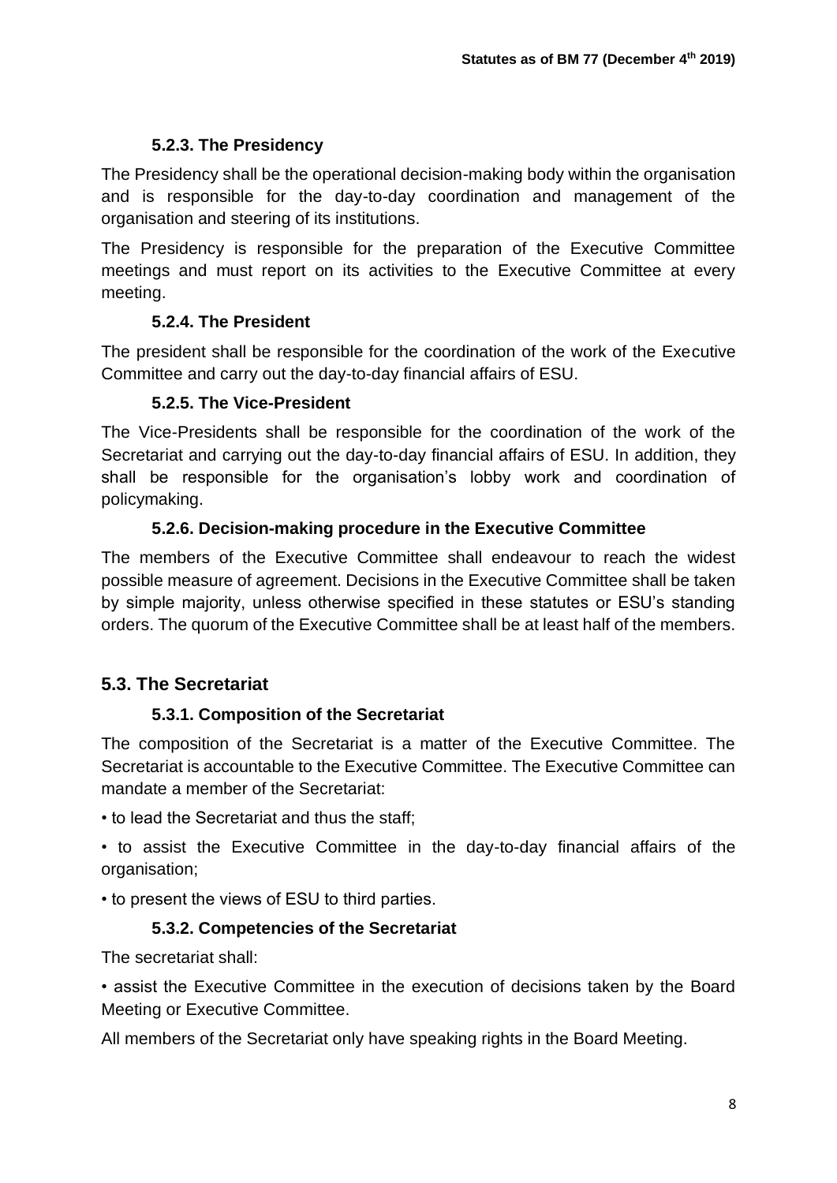#### 5.2.3. The Presidency

The Presidency shall be the operational decision-making body within the organisation and is responsible for the day-to-day coordination and management of the organisation and steering of its institutions.

The Presidency is responsible for the preparation of the Executive Committee meetings and must report on its activities to the Executive Committee at every meeting.

#### 5.2.4. The President

The president shall be responsible for the coordination of the work of the Executive Committee and carry out the day-to-day financial affairs of ESU.

#### 5.2.5. The Vice-President

The Vice-Presidents shall be responsible for the coordination of the work of the Secretariat and carrying out the day-to-day financial affairs of ESU. In addition, they shall be responsible for the organisation's lobby work and coordination of policymaking.

#### 5.2.6. Decision-making procedure in the Executive Committee

The members of the Executive Committee shall endeavour to reach the widest possible measure of agreement. Decisions in the Executive Committee shall be taken by simple majority, unless otherwise specified in these statutes or ESU's standing orders. The quorum of the Executive Committee shall be at least half of the members.

### 5.3. The Secretariat

#### 5.3.1. Composition of the Secretariat

The composition of the Secretariat is a matter of the Executive Committee. The Secretariat is accountable to the Executive Committee. The Executive Committee can mandate a member of the Secretariat:

- to lead the Secretariat and thus the staff;
- to assist the Executive Committee in the day-to-day financial affairs of the organisation;
- to present the views of ESU to third parties.

#### 5.3.2. Competencies of the Secretariat

The secretariat shall:

- assist the Executive Committee in the execution of decisions taken by the Board Meeting or Executive Committee.

All members of the Secretariat only have speaking rights in the Board Meeting.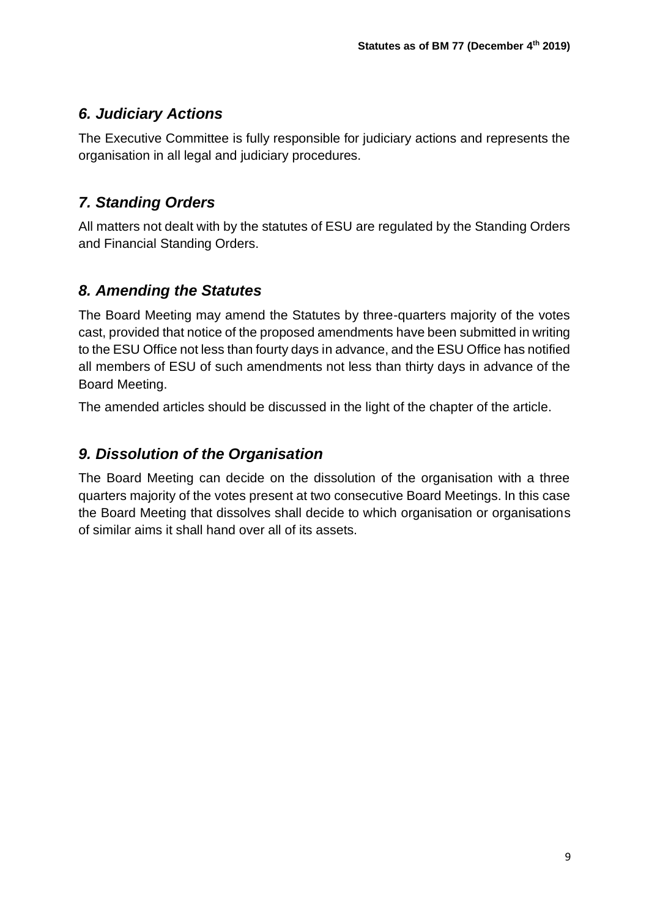## *6. Judiciary Actions*

The Executive Committee is fully responsible for judiciary actions and represents the organisation in all legal and judiciary procedures.

## *7. Standing Orders*

All matters not dealt with by the statutes of ESU are regulated by the Standing Orders and Financial Standing Orders.

## *8. Amending the Statutes*

The Board Meeting may amend the Statutes by three-quarters majority of the votes cast, provided that notice of the proposed amendments have been submitted in writing to the ESU Office not less than fourty days in advance, and the ESU Office has notified all members of ESU of such amendments not less than thirty days in advance of the Board Meeting.

The amended articles should be discussed in the light of the chapter of the article.

## *9. Dissolution of the Organisation*

The Board Meeting can decide on the dissolution of the organisation with a three quarters majority of the votes present at two consecutive Board Meetings. In this case the Board Meeting that dissolves shall decide to which organisation or organisations of similar aims it shall hand over all of its assets.